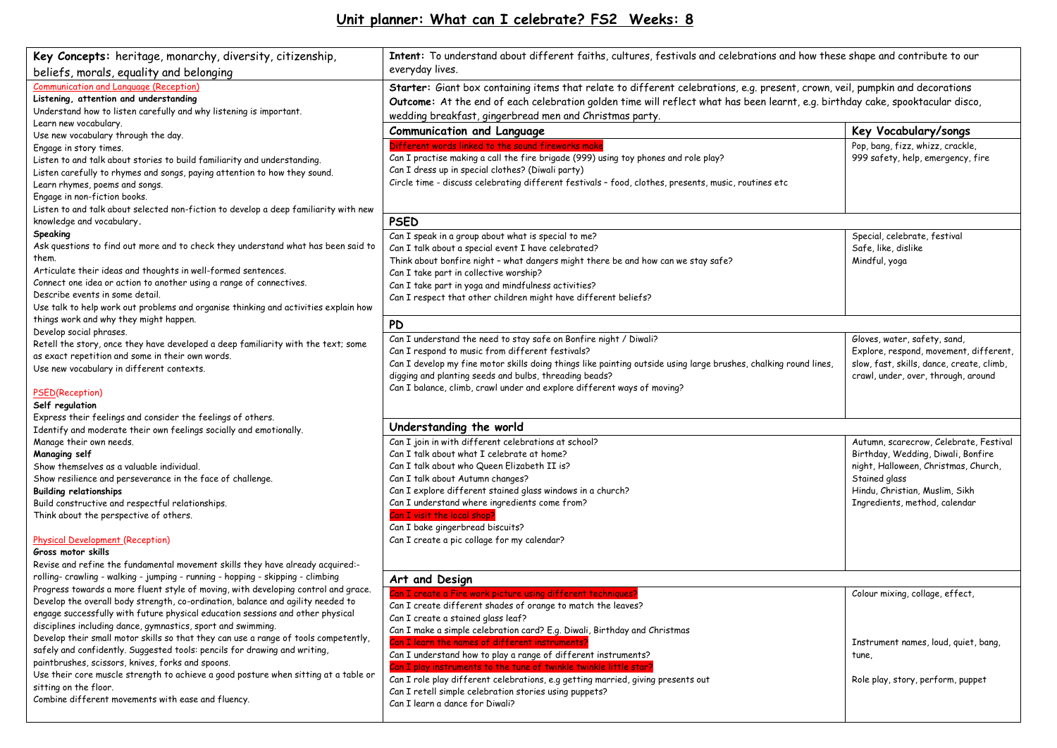# Unit planner: What can I celebrate? FS2 Weeks: 8

**Key Concepts:** heritage, monarchy, diversity, citizenship, beliefs, morals, equality and belonging

**Intent:** To understand about different faiths, cultures, festivals and celebrations and how these shape and contribute to our everyday lives.

**Starter:** Giant box containing items that relate to different celebrations, e.g. present, crown, veil, pumpkin and decorations

**Outcome:** At the end of each celebration golden time will reflect what has been learnt, e.g. birthday cake, spooktacular disco, wedding breakfast, gingerbread men and Christmas party.

## Communication and Language (Reception)

**Listening, attention and understanding**

Understand how to listen carefully and why listening is important.
Learn new vocabulary.
Use new vocabulary through the day.
Engage in story times.
Listen to and talk about stories to build familiarity and understanding.
Listen carefully to rhymes and songs, paying attention to how they sound.
Learn rhymes, poems and songs.
Engage in non-fiction books.
Listen to and talk about selected non-fiction to develop a deep familiarity with new knowledge and vocabulary.

**Speaking**

Ask questions to find out more and to check they understand what has been said to them.
Articulate their ideas and thoughts in well-formed sentences.
Connect one idea or action to another using a range of connectives.
Describe events in some detail.
Use talk to help work out problems and organise thinking and activities explain how things work and why they might happen.
Develop social phrases.
Retell the story, once they have developed a deep familiarity with the text; some as exact repetition and some in their own words.
Use new vocabulary in different contexts.

## PSED(Reception)

**Self regulation**

Express their feelings and consider the feelings of others.
Identify and moderate their own feelings socially and emotionally.
Manage their own needs.

**Managing self**

Show themselves as a valuable individual.
Show resilience and perseverance in the face of challenge.

**Building relationships**

Build constructive and respectful relationships.
Think about the perspective of others.

## Physical Development (Reception)

**Gross motor skills**

Revise and refine the fundamental movement skills they have already acquired:- rolling- crawling - walking - jumping - running - hopping - skipping - climbing
Progress towards a more fluent style of moving, with developing control and grace.
Develop the overall body strength, co-ordination, balance and agility needed to engage successfully with future physical education sessions and other physical disciplines including dance, gymnastics, sport and swimming.
Develop their small motor skills so that they can use a range of tools competently, safely and confidently. Suggested tools: pencils for drawing and writing, paintbrushes, scissors, knives, forks and spoons.
Use their core muscle strength to achieve a good posture when sitting at a table or sitting on the floor.
Combine different movements with ease and fluency.

| Communication and Language | Key Vocabulary/songs |
|---|---|
| Different words linked to the sound fireworks make<br>Can I practise making a call the fire brigade (999) using toy phones and role play?<br>Can I dress up in special clothes? (Diwali party)<br>Circle time - discuss celebrating different festivals – food, clothes, presents, music, routines etc | Pop, bang, fizz, whizz, crackle,<br>999 safety, help, emergency, fire |
| **PSED** | |
| Can I speak in a group about what is special to me?<br>Can I talk about a special event I have celebrated?<br>Think about bonfire night – what dangers might there be and how can we stay safe?<br>Can I take part in collective worship?<br>Can I take part in yoga and mindfulness activities?<br>Can I respect that other children might have different beliefs? | Special, celebrate, festival<br>Safe, like, dislike<br>Mindful, yoga |
| **PD** | |
| Can I understand the need to stay safe on Bonfire night / Diwali?<br>Can I respond to music from different festivals?<br>Can I develop my fine motor skills doing things like painting outside using large brushes, chalking round lines, digging and planting seeds and bulbs, threading beads?<br>Can I balance, climb, crawl under and explore different ways of moving? | Gloves, water, safety, sand,<br>Explore, respond, movement, different, slow, fast, skills, dance, create, climb, crawl, under, over, through, around |
| **Understanding the world** | |
| Can I join in with different celebrations at school?<br>Can I talk about what I celebrate at home?<br>Can I talk about who Queen Elizabeth II is?<br>Can I talk about Autumn changes?<br>Can I explore different stained glass windows in a church?<br>Can I understand where ingredients come from?<br>Can I visit the local shop?<br>Can I bake gingerbread biscuits?<br>Can I create a pic collage for my calendar? | Autumn, scarecrow, Celebrate, Festival<br>Birthday, Wedding, Diwali, Bonfire night, Halloween, Christmas, Church, Stained glass<br>Hindu, Christian, Muslim, Sikh<br>Ingredients, method, calendar |
| **Art and Design** | |
| Can I create a Fire work picture using different techniques?<br>Can I create different shades of orange to match the leaves?<br>Can I create a stained glass leaf?<br>Can I make a simple celebration card? E.g. Diwali, Birthday and Christmas<br>Can I learn the names of different instruments?<br>Can I understand how to play a range of different instruments?<br>Can I play instruments to the tune of twinkle twinkle little star?<br>Can I role play different celebrations, e.g getting married, giving presents out<br>Can I retell simple celebration stories using puppets?<br>Can I learn a dance for Diwali? | Colour mixing, collage, effect,<br><br>Instrument names, loud, quiet, bang, tune,<br><br>Role play, story, perform, puppet |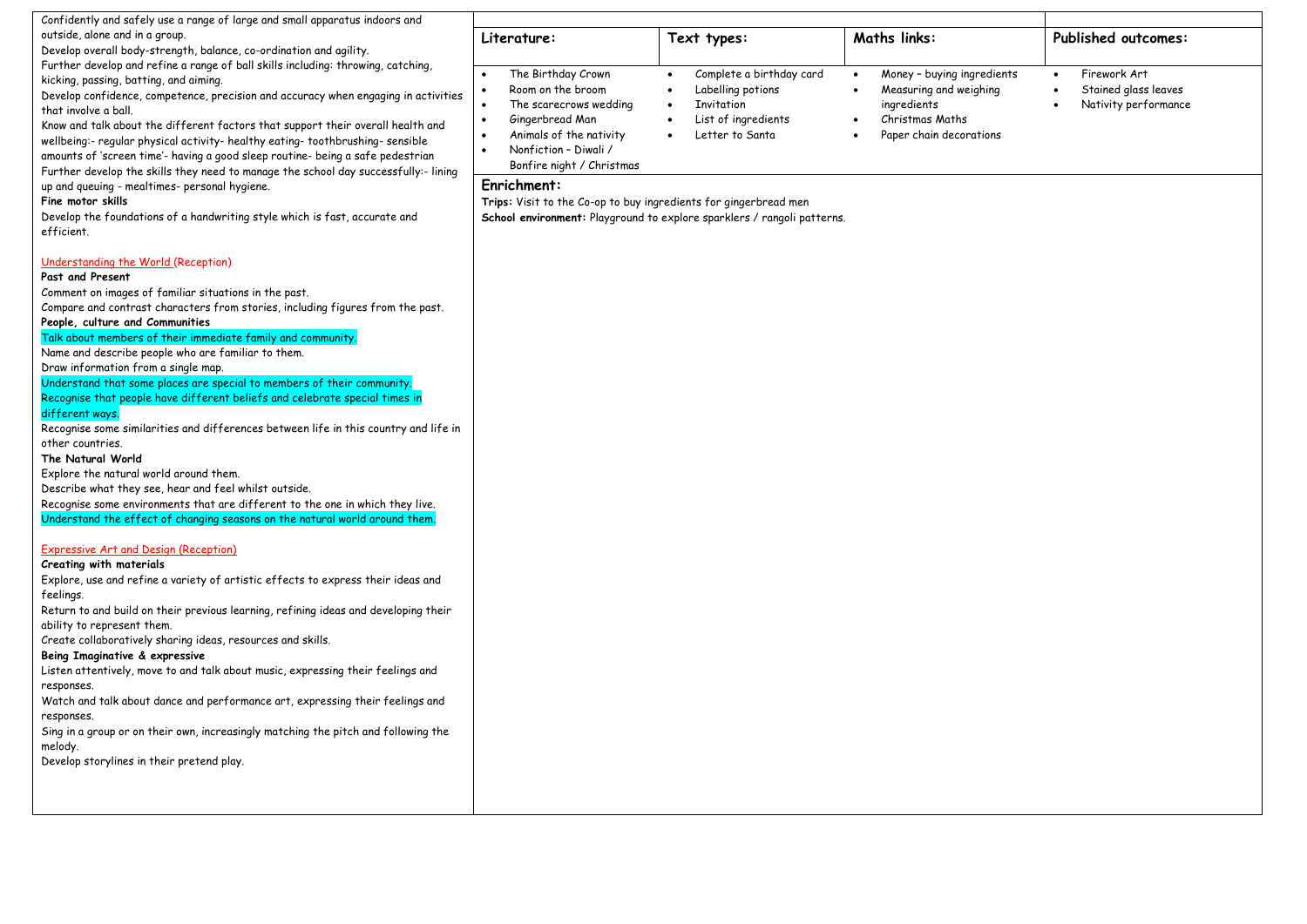Confidently and safely use a range of large and small apparatus indoors and outside, alone and in a group.
Develop overall body-strength, balance, co-ordination and agility.
Further develop and refine a range of ball skills including: throwing, catching, kicking, passing, batting, and aiming.
Develop confidence, competence, precision and accuracy when engaging in activities that involve a ball.
Know and talk about the different factors that support their overall health and wellbeing:- regular physical activity- healthy eating- toothbrushing- sensible amounts of 'screen time'- having a good sleep routine- being a safe pedestrian
Further develop the skills they need to manage the school day successfully:- lining up and queuing - mealtimes- personal hygiene.

**Fine motor skills**

Develop the foundations of a handwriting style which is fast, accurate and efficient.

Understanding the World (Reception)

**Past and Present**

Comment on images of familiar situations in the past.
Compare and contrast characters from stories, including figures from the past.

**People, culture and Communities**

Talk about members of their immediate family and community.
Name and describe people who are familiar to them.
Draw information from a single map.
Understand that some places are special to members of their community.
Recognise that people have different beliefs and celebrate special times in different ways.
Recognise some similarities and differences between life in this country and life in other countries.

**The Natural World**

Explore the natural world around them.
Describe what they see, hear and feel whilst outside.
Recognise some environments that are different to the one in which they live.
Understand the effect of changing seasons on the natural world around them.

Expressive Art and Design (Reception)

**Creating with materials**

Explore, use and refine a variety of artistic effects to express their ideas and feelings.
Return to and build on their previous learning, refining ideas and developing their ability to represent them.
Create collaboratively sharing ideas, resources and skills.

**Being Imaginative & expressive**

Listen attentively, move to and talk about music, expressing their feelings and responses.
Watch and talk about dance and performance art, expressing their feelings and responses.
Sing in a group or on their own, increasingly matching the pitch and following the melody.
Develop storylines in their pretend play.

| Literature: | Text types: | Maths links: | Published outcomes: |
|---|---|---|---|
| • The Birthday Crown<br>• Room on the broom<br>• The scarecrows wedding<br>• Gingerbread Man<br>• Animals of the nativity<br>• Nonfiction – Diwali / Bonfire night / Christmas | • Complete a birthday card<br>• Labelling potions<br>• Invitation<br>• List of ingredients<br>• Letter to Santa | • Money – buying ingredients<br>• Measuring and weighing ingredients<br>• Christmas Maths<br>• Paper chain decorations | • Firework Art<br>• Stained glass leaves<br>• Nativity performance |

## Enrichment:

**Trips:** Visit to the Co-op to buy ingredients for gingerbread men

**School environment:** Playground to explore sparklers / rangoli patterns.